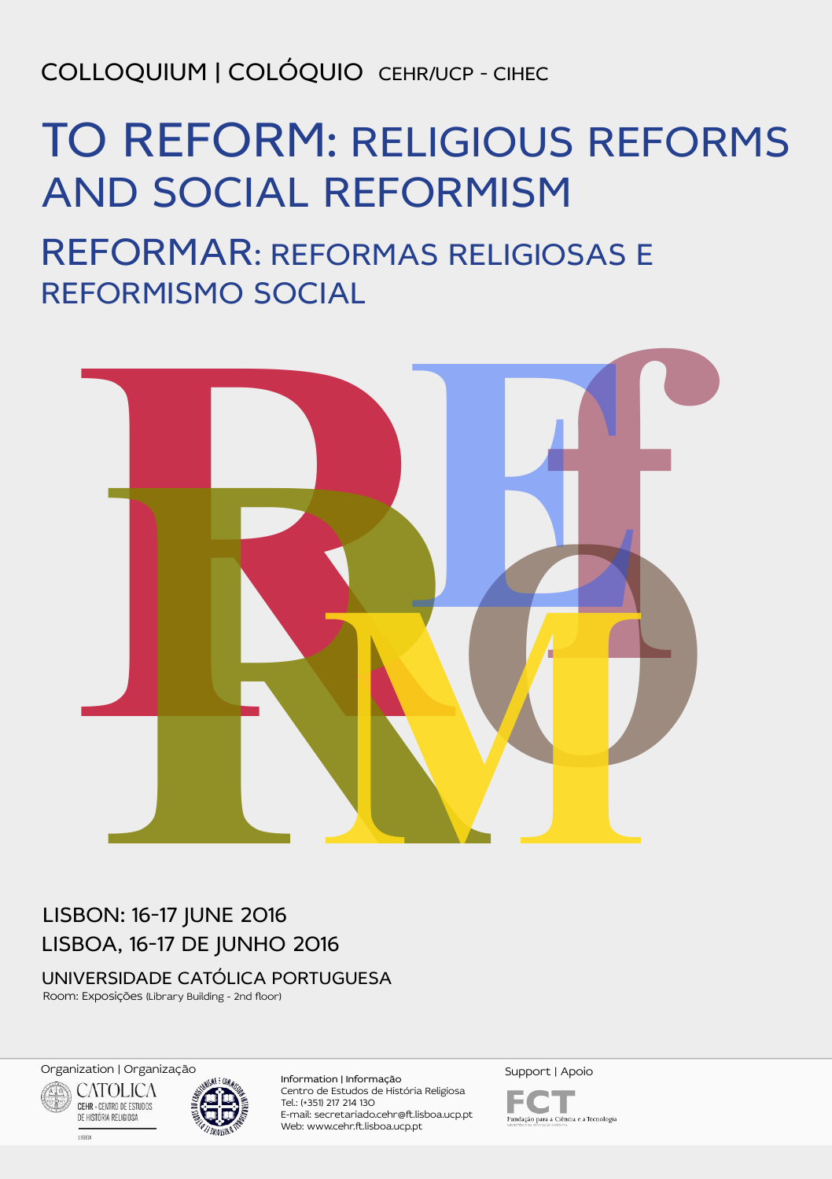COLLOQUIUM | COLÓQUIO CEHR/UCP - CIHEC

# TO REFORM: RELIGIOUS REFORMS AND SOCIAL REFORMISM

## REFORMAR: REFORMAS RELIGIOSAS E REFORMISMO SOCIAL

LISBON: 16-17 JUNE 2016

LISBOA, 16-17 DE JUNHO 2016

UNIVERSIDADE CATÓLICA PORTUGUESA

Room: Exposições (Library Building - 2nd floor)

Organization | Organização

CATÓLICA
CEHR - CENTRO DE ESTUDOS DE HISTÓRIA RELIGIOSA
LISBOA

Information | Informação
Centro de Estudos de História Religiosa
Tel.: (+351) 217 214 130
E-mail: secretariado.cehr@ft.lisboa.ucp.pt
Web: www.cehr.ft.lisboa.ucp.pt

Support | Apoio

FCT
Fundação para a Ciência e a Tecnologia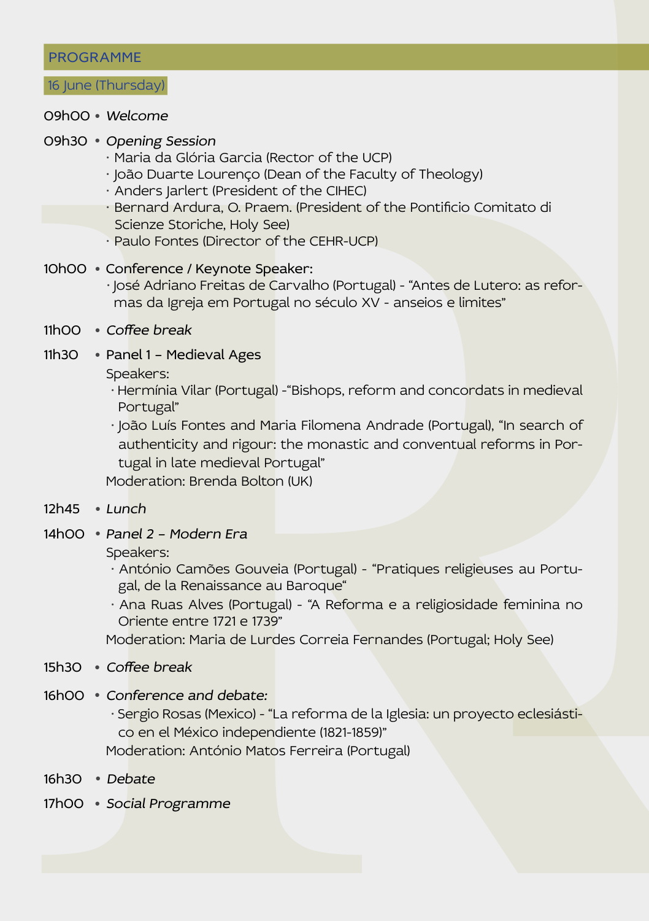## PROGRAMME

### 16 June (Thursday)

09h00 • *Welcome*

09h30 • *Opening Session*

- Maria da Glória Garcia (Rector of the UCP)
- João Duarte Lourenço (Dean of the Faculty of Theology)
- Anders Jarlert (President of the CIHEC)
- Bernard Ardura, O. Praem. (President of the Pontificio Comitato di Scienze Storiche, Holy See)
- Paulo Fontes (Director of the CEHR-UCP)

10h00 • Conference / Keynote Speaker:

- José Adriano Freitas de Carvalho (Portugal) - "Antes de Lutero: as reformas da Igreja em Portugal no século XV - anseios e limites"

11h00 • *Coffee break*

11h30 • Panel 1 – Medieval Ages

Speakers:

- Hermínia Vilar (Portugal) -"Bishops, reform and concordats in medieval Portugal"
- João Luís Fontes and Maria Filomena Andrade (Portugal), "In search of authenticity and rigour: the monastic and conventual reforms in Portugal in late medieval Portugal"

Moderation: Brenda Bolton (UK)

12h45 • *Lunch*

14h00 • *Panel 2 – Modern Era*

Speakers:

- António Camões Gouveia (Portugal) - "Pratiques religieuses au Portugal, de la Renaissance au Baroque"
- Ana Ruas Alves (Portugal) - "A Reforma e a religiosidade feminina no Oriente entre 1721 e 1739"

Moderation: Maria de Lurdes Correia Fernandes (Portugal; Holy See)

15h30 • *Coffee break*

16h00 • *Conference and debate:*

- Sergio Rosas (Mexico) - "La reforma de la Iglesia: un proyecto eclesiástico en el México independiente (1821-1859)"

Moderation: António Matos Ferreira (Portugal)

16h30 • *Debate*

17h00 • *Social Programme*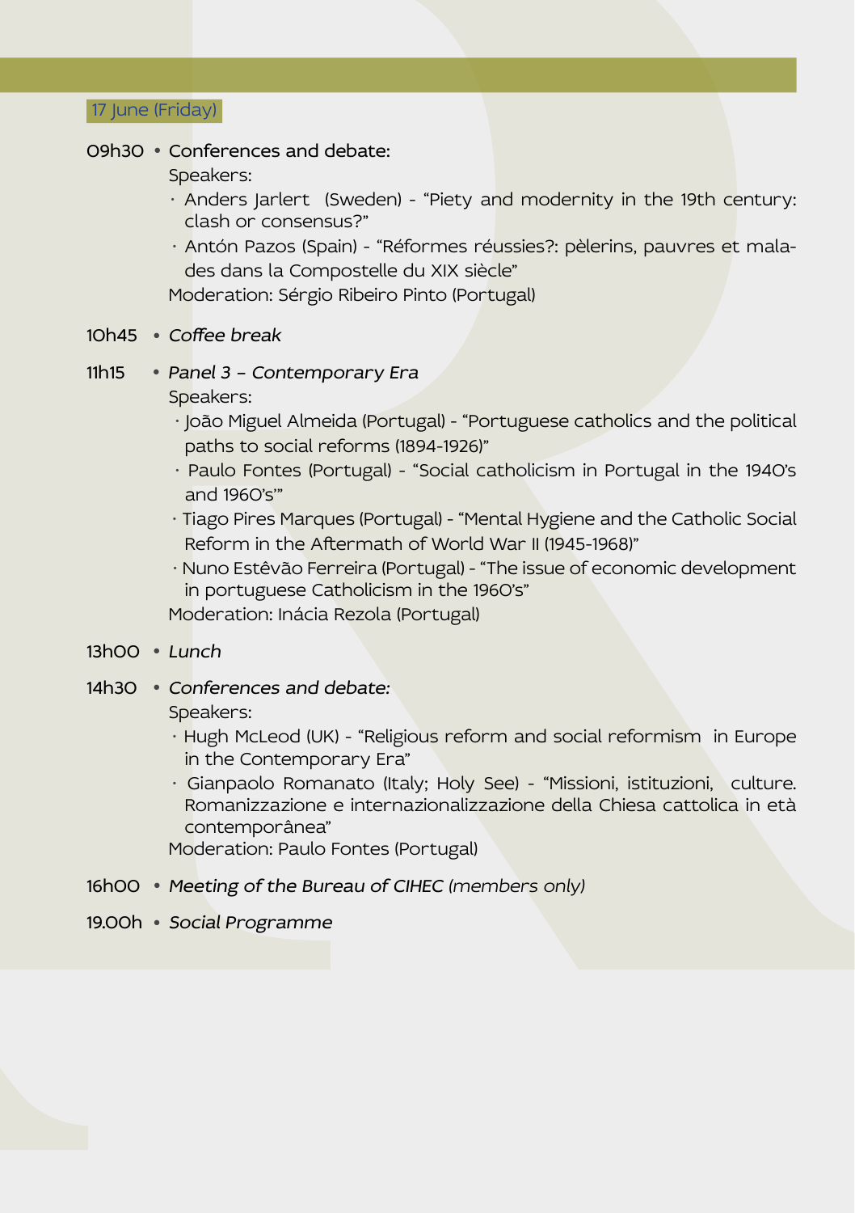## 17 June (Friday)

09h30 • Conferences and debate:

Speakers:

- Anders Jarlert (Sweden) - "Piety and modernity in the 19th century: clash or consensus?"
- Antón Pazos (Spain) - "Réformes réussies?: pèlerins, pauvres et malades dans la Compostelle du XIX siècle"

Moderation: Sérgio Ribeiro Pinto (Portugal)

10h45 • *Coffee break*

11h15 • *Panel 3 – Contemporary Era*

Speakers:

- João Miguel Almeida (Portugal) - "Portuguese catholics and the political paths to social reforms (1894-1926)"
- Paulo Fontes (Portugal) - "Social catholicism in Portugal in the 1940's and 1960's'"
- Tiago Pires Marques (Portugal) - "Mental Hygiene and the Catholic Social Reform in the Aftermath of World War II (1945-1968)"
- Nuno Estêvão Ferreira (Portugal) - "The issue of economic development in portuguese Catholicism in the 1960's"

Moderation: Inácia Rezola (Portugal)

13h00 • *Lunch*

14h30 • *Conferences and debate:*

Speakers:

- Hugh McLeod (UK) - "Religious reform and social reformism in Europe in the Contemporary Era"
- Gianpaolo Romanato (Italy; Holy See) - "Missioni, istituzioni, culture. Romanizzazione e internazionalizzazione della Chiesa cattolica in età contemporânea"

Moderation: Paulo Fontes (Portugal)

16h00 • *Meeting of the Bureau of CIHEC (members only)*

19.00h • *Social Programme*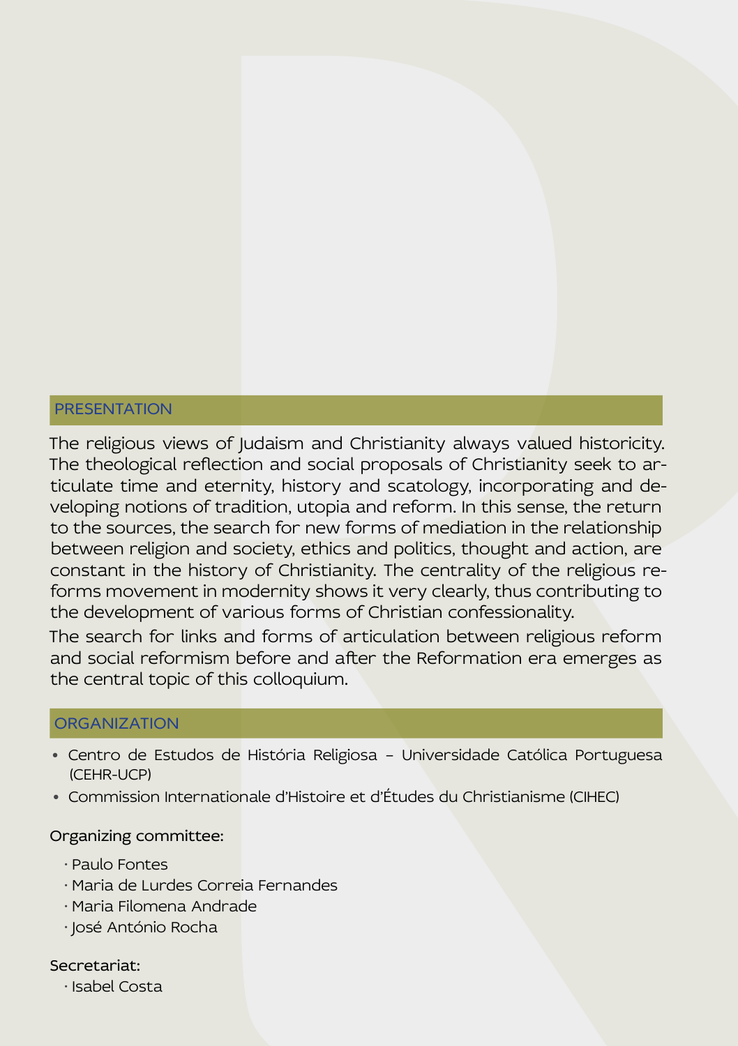## PRESENTATION

The religious views of Judaism and Christianity always valued historicity. The theological reflection and social proposals of Christianity seek to articulate time and eternity, history and scatology, incorporating and developing notions of tradition, utopia and reform. In this sense, the return to the sources, the search for new forms of mediation in the relationship between religion and society, ethics and politics, thought and action, are constant in the history of Christianity. The centrality of the religious reforms movement in modernity shows it very clearly, thus contributing to the development of various forms of Christian confessionality.

The search for links and forms of articulation between religious reform and social reformism before and after the Reformation era emerges as the central topic of this colloquium.

## ORGANIZATION

- Centro de Estudos de História Religiosa – Universidade Católica Portuguesa (CEHR-UCP)
- Commission Internationale d'Histoire et d'Études du Christianisme (CIHEC)

Organizing committee:

- Paulo Fontes
- Maria de Lurdes Correia Fernandes
- Maria Filomena Andrade
- José António Rocha

Secretariat:

- Isabel Costa